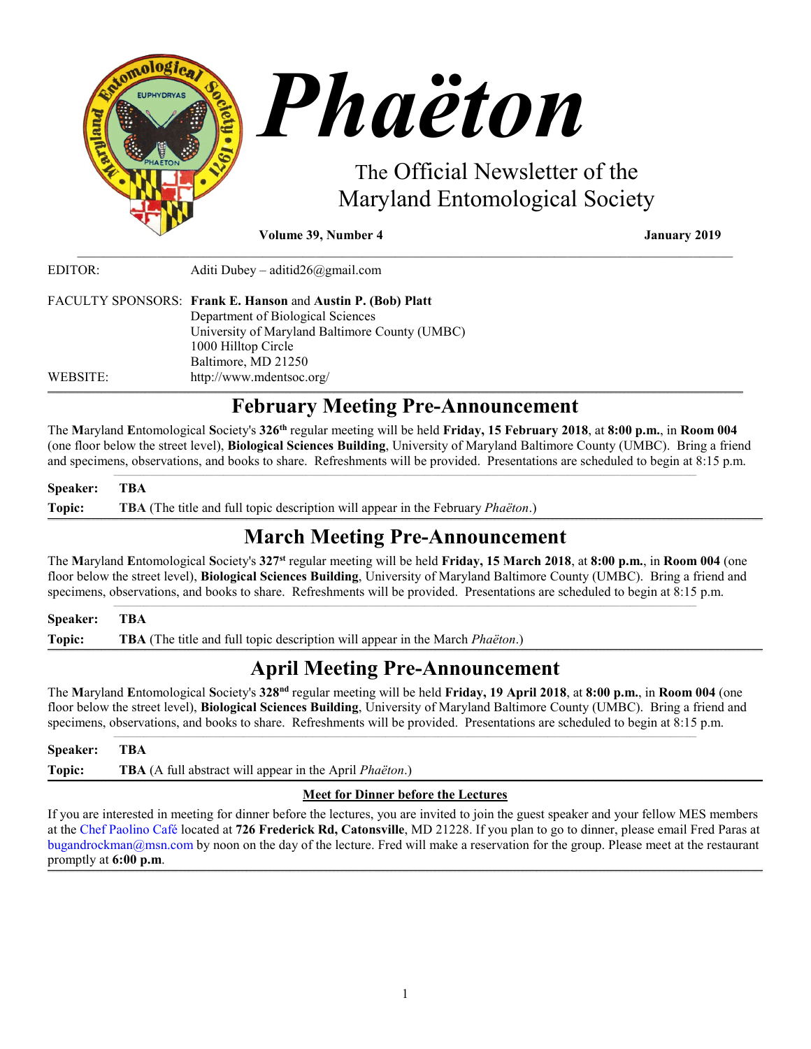# Phaëton

The Official Newsletter of the
Maryland Entomological Society

**Volume 39, Number 4** **January 2019**

EDITOR: Aditi Dubey – aditid26@gmail.com

FACULTY SPONSORS: **Frank E. Hanson** and **Austin P. (Bob) Platt**
Department of Biological Sciences
University of Maryland Baltimore County (UMBC)
1000 Hilltop Circle
Baltimore, MD 21250

WEBSITE: http://www.mdentsoc.org/

## February Meeting Pre-Announcement

The **M**aryland **E**ntomological **S**ociety's **326th** regular meeting will be held **Friday, 15 February 2018**, at **8:00 p.m.**, in **Room 004** (one floor below the street level), **Biological Sciences Building**, University of Maryland Baltimore County (UMBC). Bring a friend and specimens, observations, and books to share. Refreshments will be provided. Presentations are scheduled to begin at 8:15 p.m.

**Speaker:** **TBA**

**Topic:** **TBA** (The title and full topic description will appear in the February *Phaëton*.)

## March Meeting Pre-Announcement

The **M**aryland **E**ntomological **S**ociety's **327st** regular meeting will be held **Friday, 15 March 2018**, at **8:00 p.m.**, in **Room 004** (one floor below the street level), **Biological Sciences Building**, University of Maryland Baltimore County (UMBC). Bring a friend and specimens, observations, and books to share. Refreshments will be provided. Presentations are scheduled to begin at 8:15 p.m.

**Speaker:** **TBA**

**Topic:** **TBA** (The title and full topic description will appear in the March *Phaëton*.)

## April Meeting Pre-Announcement

The **M**aryland **E**ntomological **S**ociety's **328nd** regular meeting will be held **Friday, 19 April 2018**, at **8:00 p.m.**, in **Room 004** (one floor below the street level), **Biological Sciences Building**, University of Maryland Baltimore County (UMBC). Bring a friend and specimens, observations, and books to share. Refreshments will be provided. Presentations are scheduled to begin at 8:15 p.m.

**Speaker:** **TBA**

**Topic:** **TBA** (A full abstract will appear in the April *Phaëton*.)

### Meet for Dinner before the Lectures

If you are interested in meeting for dinner before the lectures, you are invited to join the guest speaker and your fellow MES members at the Chef Paolino Café located at **726 Frederick Rd, Catonsville**, MD 21228. If you plan to go to dinner, please email Fred Paras at bugandrockman@msn.com by noon on the day of the lecture. Fred will make a reservation for the group. Please meet at the restaurant promptly at **6:00 p.m**.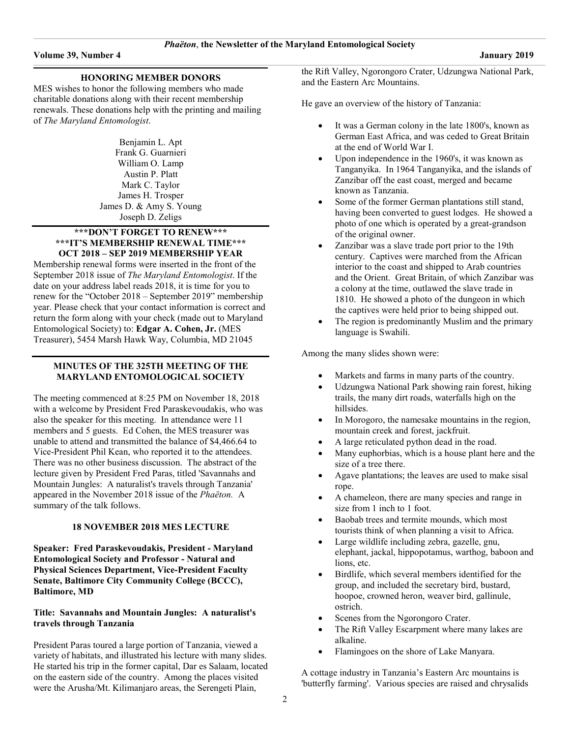## HONORING MEMBER DONORS

MES wishes to honor the following members who made charitable donations along with their recent membership renewals. These donations help with the printing and mailing of *The Maryland Entomologist*.

Benjamin L. Apt
Frank G. Guarnieri
William O. Lamp
Austin P. Platt
Mark C. Taylor
James H. Trosper
James D. & Amy S. Young
Joseph D. Zeligs

## \*\*\*DON'T FORGET TO RENEW\*\*\*
## \*\*\*IT'S MEMBERSHIP RENEWAL TIME\*\*\*
## OCT 2018 – SEP 2019 MEMBERSHIP YEAR

Membership renewal forms were inserted in the front of the September 2018 issue of *The Maryland Entomologist*. If the date on your address label reads 2018, it is time for you to renew for the "October 2018 – September 2019" membership year. Please check that your contact information is correct and return the form along with your check (made out to Maryland Entomological Society) to: **Edgar A. Cohen, Jr.** (MES Treasurer), 5454 Marsh Hawk Way, Columbia, MD 21045

## MINUTES OF THE 325TH MEETING OF THE MARYLAND ENTOMOLOGICAL SOCIETY

The meeting commenced at 8:25 PM on November 18, 2018 with a welcome by President Fred Paraskevoudakis, who was also the speaker for this meeting. In attendance were 11 members and 5 guests. Ed Cohen, the MES treasurer was unable to attend and transmitted the balance of $4,466.64 to Vice-President Phil Kean, who reported it to the attendees. There was no other business discussion. The abstract of the lecture given by President Fred Paras, titled 'Savannahs and Mountain Jungles: A naturalist's travels through Tanzania' appeared in the November 2018 issue of the *Phaëton.* A summary of the talk follows.

## 18 NOVEMBER 2018 MES LECTURE

**Speaker: Fred Paraskevoudakis, President - Maryland Entomological Society and Professor - Natural and Physical Sciences Department, Vice-President Faculty Senate, Baltimore City Community College (BCCC), Baltimore, MD**

**Title: Savannahs and Mountain Jungles: A naturalist's travels through Tanzania**

President Paras toured a large portion of Tanzania, viewed a variety of habitats, and illustrated his lecture with many slides. He started his trip in the former capital, Dar es Salaam, located on the eastern side of the country. Among the places visited were the Arusha/Mt. Kilimanjaro areas, the Serengeti Plain, the Rift Valley, Ngorongoro Crater, Udzungwa National Park, and the Eastern Arc Mountains.

He gave an overview of the history of Tanzania:

- It was a German colony in the late 1800's, known as German East Africa, and was ceded to Great Britain at the end of World War I.
- Upon independence in the 1960's, it was known as Tanganyika. In 1964 Tanganyika, and the islands of Zanzibar off the east coast, merged and became known as Tanzania.
- Some of the former German plantations still stand, having been converted to guest lodges. He showed a photo of one which is operated by a great-grandson of the original owner.
- Zanzibar was a slave trade port prior to the 19th century. Captives were marched from the African interior to the coast and shipped to Arab countries and the Orient. Great Britain, of which Zanzibar was a colony at the time, outlawed the slave trade in 1810. He showed a photo of the dungeon in which the captives were held prior to being shipped out.
- The region is predominantly Muslim and the primary language is Swahili.

Among the many slides shown were:

- Markets and farms in many parts of the country.
- Udzungwa National Park showing rain forest, hiking trails, the many dirt roads, waterfalls high on the hillsides.
- In Morogoro, the namesake mountains in the region, mountain creek and forest, jackfruit.
- A large reticulated python dead in the road.
- Many euphorbias, which is a house plant here and the size of a tree there.
- Agave plantations; the leaves are used to make sisal rope.
- A chameleon, there are many species and range in size from 1 inch to 1 foot.
- Baobab trees and termite mounds, which most tourists think of when planning a visit to Africa.
- Large wildlife including zebra, gazelle, gnu, elephant, jackal, hippopotamus, warthog, baboon and lions, etc.
- Birdlife, which several members identified for the group, and included the secretary bird, bustard, hoopoe, crowned heron, weaver bird, gallinule, ostrich.
- Scenes from the Ngorongoro Crater.
- The Rift Valley Escarpment where many lakes are alkaline.
- Flamingoes on the shore of Lake Manyara.

A cottage industry in Tanzania's Eastern Arc mountains is 'butterfly farming'. Various species are raised and chrysalids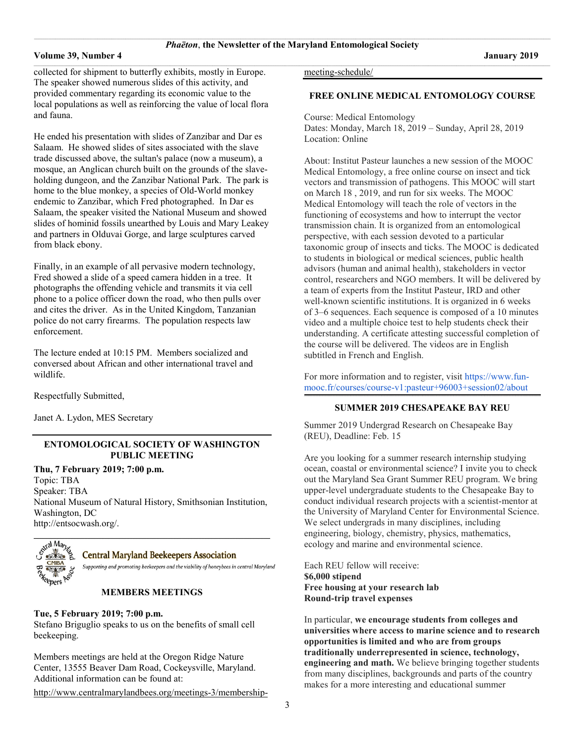collected for shipment to butterfly exhibits, mostly in Europe. The speaker showed numerous slides of this activity, and provided commentary regarding its economic value to the local populations as well as reinforcing the value of local flora and fauna.

He ended his presentation with slides of Zanzibar and Dar es Salaam. He showed slides of sites associated with the slave trade discussed above, the sultan's palace (now a museum), a mosque, an Anglican church built on the grounds of the slave-holding dungeon, and the Zanzibar National Park. The park is home to the blue monkey, a species of Old-World monkey endemic to Zanzibar, which Fred photographed. In Dar es Salaam, the speaker visited the National Museum and showed slides of hominid fossils unearthed by Louis and Mary Leakey and partners in Olduvai Gorge, and large sculptures carved from black ebony.

Finally, in an example of all pervasive modern technology, Fred showed a slide of a speed camera hidden in a tree. It photographs the offending vehicle and transmits it via cell phone to a police officer down the road, who then pulls over and cites the driver. As in the United Kingdom, Tanzanian police do not carry firearms. The population respects law enforcement.

The lecture ended at 10:15 PM. Members socialized and conversed about African and other international travel and wildlife.

Respectfully Submitted,

Janet A. Lydon, MES Secretary

## ENTOMOLOGICAL SOCIETY OF WASHINGTON PUBLIC MEETING

**Thu, 7 February 2019; 7:00 p.m.**
Topic: TBA
Speaker: TBA
National Museum of Natural History, Smithsonian Institution, Washington, DC
http://entsocwash.org/.

**Central Maryland Beekeepers Association**
*Supporting and promoting beekeepers and the viability of honeybees in central Maryland*

## MEMBERS MEETINGS

**Tue, 5 February 2019; 7:00 p.m.**
Stefano Briguglio speaks to us on the benefits of small cell beekeeping.

Members meetings are held at the Oregon Ridge Nature Center, 13555 Beaver Dam Road, Cockeysville, Maryland. Additional information can be found at:
http://www.centralmarylandbees.org/meetings-3/membership-meeting-schedule/

## FREE ONLINE MEDICAL ENTOMOLOGY COURSE

Course: Medical Entomology
Dates: Monday, March 18, 2019 – Sunday, April 28, 2019
Location: Online

About: Institut Pasteur launches a new session of the MOOC Medical Entomology, a free online course on insect and tick vectors and transmission of pathogens. This MOOC will start on March 18 , 2019, and run for six weeks. The MOOC Medical Entomology will teach the role of vectors in the functioning of ecosystems and how to interrupt the vector transmission chain. It is organized from an entomological perspective, with each session devoted to a particular taxonomic group of insects and ticks. The MOOC is dedicated to students in biological or medical sciences, public health advisors (human and animal health), stakeholders in vector control, researchers and NGO members. It will be delivered by a team of experts from the Institut Pasteur, IRD and other well-known scientific institutions. It is organized in 6 weeks of 3–6 sequences. Each sequence is composed of a 10 minutes video and a multiple choice test to help students check their understanding. A certificate attesting successful completion of the course will be delivered. The videos are in English subtitled in French and English.

For more information and to register, visit https://www.fun-mooc.fr/courses/course-v1:pasteur+96003+session02/about

## SUMMER 2019 CHESAPEAKE BAY REU

Summer 2019 Undergrad Research on Chesapeake Bay (REU), Deadline: Feb. 15

Are you looking for a summer research internship studying ocean, coastal or environmental science? I invite you to check out the Maryland Sea Grant Summer REU program. We bring upper-level undergraduate students to the Chesapeake Bay to conduct individual research projects with a scientist-mentor at the University of Maryland Center for Environmental Science. We select undergrads in many disciplines, including engineering, biology, chemistry, physics, mathematics, ecology and marine and environmental science.

Each REU fellow will receive:
**$6,000 stipend**
**Free housing at your research lab**
**Round-trip travel expenses**

In particular, **we encourage students from colleges and universities where access to marine science and to research opportunities is limited and who are from groups traditionally underrepresented in science, technology, engineering and math.** We believe bringing together students from many disciplines, backgrounds and parts of the country makes for a more interesting and educational summer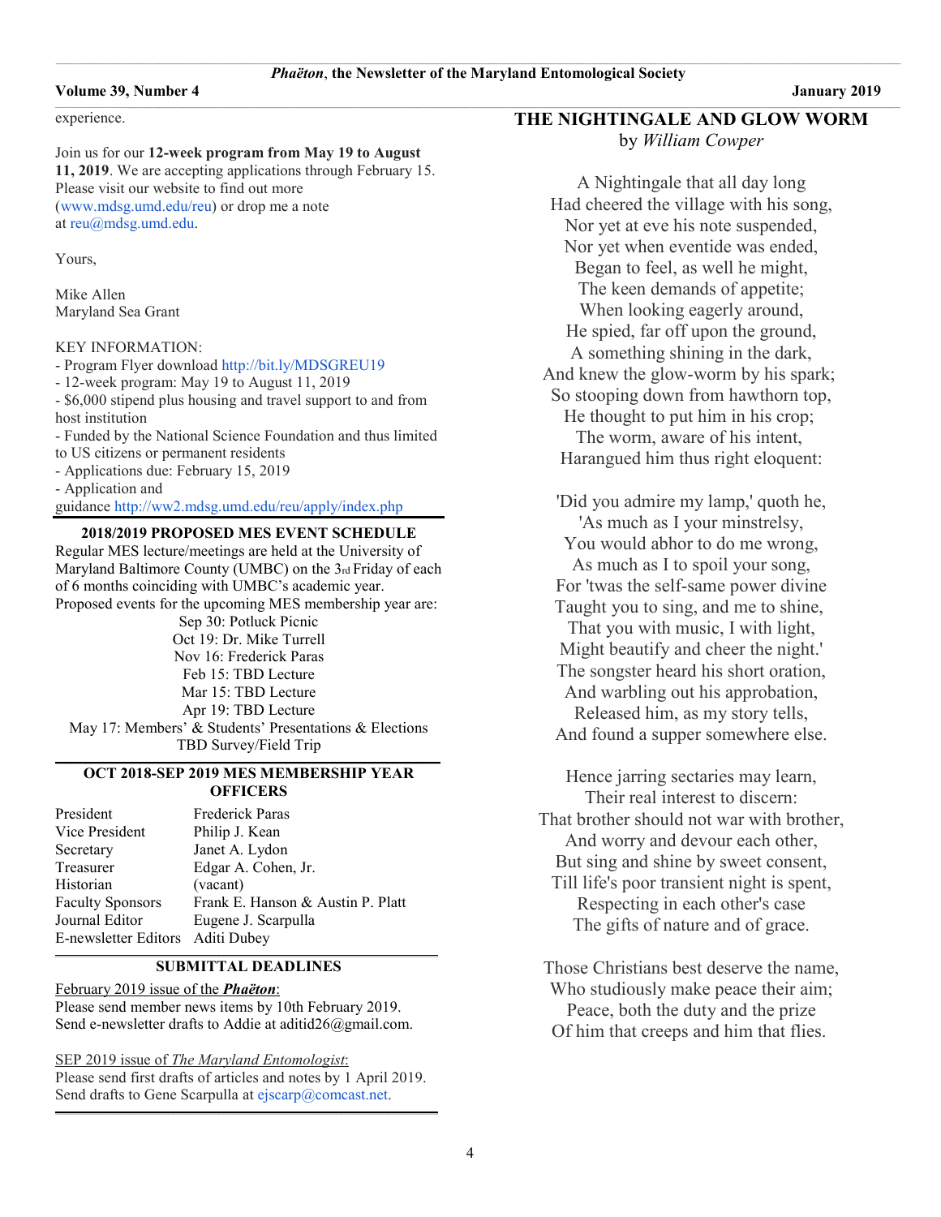experience.

Join us for our **12-week program from May 19 to August 11, 2019**. We are accepting applications through February 15. Please visit our website to find out more (www.mdsg.umd.edu/reu) or drop me a note at reu@mdsg.umd.edu.

Yours,

Mike Allen
Maryland Sea Grant

KEY INFORMATION:
- Program Flyer download http://bit.ly/MDSGREU19
- 12-week program: May 19 to August 11, 2019
- $6,000 stipend plus housing and travel support to and from host institution
- Funded by the National Science Foundation and thus limited to US citizens or permanent residents
- Applications due: February 15, 2019
- Application and guidance http://ww2.mdsg.umd.edu/reu/apply/index.php

## 2018/2019 PROPOSED MES EVENT SCHEDULE

Regular MES lecture/meetings are held at the University of Maryland Baltimore County (UMBC) on the 3rd Friday of each of 6 months coinciding with UMBC's academic year. Proposed events for the upcoming MES membership year are:

Sep 30: Potluck Picnic
Oct 19: Dr. Mike Turrell
Nov 16: Frederick Paras
Feb 15: TBD Lecture
Mar 15: TBD Lecture
Apr 19: TBD Lecture
May 17: Members' & Students' Presentations & Elections
TBD Survey/Field Trip

## OCT 2018-SEP 2019 MES MEMBERSHIP YEAR OFFICERS

| | |
|---|---|
| President | Frederick Paras |
| Vice President | Philip J. Kean |
| Secretary | Janet A. Lydon |
| Treasurer | Edgar A. Cohen, Jr. |
| Historian | (vacant) |
| Faculty Sponsors | Frank E. Hanson & Austin P. Platt |
| Journal Editor | Eugene J. Scarpulla |
| E-newsletter Editors | Aditi Dubey |

## SUBMITTAL DEADLINES

February 2019 issue of the ***Phaëton***:
Please send member news items by 10th February 2019.
Send e-newsletter drafts to Addie at aditid26@gmail.com.

SEP 2019 issue of *The Maryland Entomologist*:
Please send first drafts of articles and notes by 1 April 2019.
Send drafts to Gene Scarpulla at ejscarp@comcast.net.

## THE NIGHTINGALE AND GLOW WORM

by *William Cowper*

A Nightingale that all day long
Had cheered the village with his song,
Nor yet at eve his note suspended,
Nor yet when eventide was ended,
Began to feel, as well he might,
The keen demands of appetite;
When looking eagerly around,
He spied, far off upon the ground,
A something shining in the dark,
And knew the glow-worm by his spark;
So stooping down from hawthorn top,
He thought to put him in his crop;
The worm, aware of his intent,
Harangued him thus right eloquent:

'Did you admire my lamp,' quoth he,
'As much as I your minstrelsy,
You would abhor to do me wrong,
As much as I to spoil your song,
For 'twas the self-same power divine
Taught you to sing, and me to shine,
That you with music, I with light,
Might beautify and cheer the night.'
The songster heard his short oration,
And warbling out his approbation,
Released him, as my story tells,
And found a supper somewhere else.

Hence jarring sectaries may learn,
Their real interest to discern:
That brother should not war with brother,
And worry and devour each other,
But sing and shine by sweet consent,
Till life's poor transient night is spent,
Respecting in each other's case
The gifts of nature and of grace.

Those Christians best deserve the name,
Who studiously make peace their aim;
Peace, both the duty and the prize
Of him that creeps and him that flies.